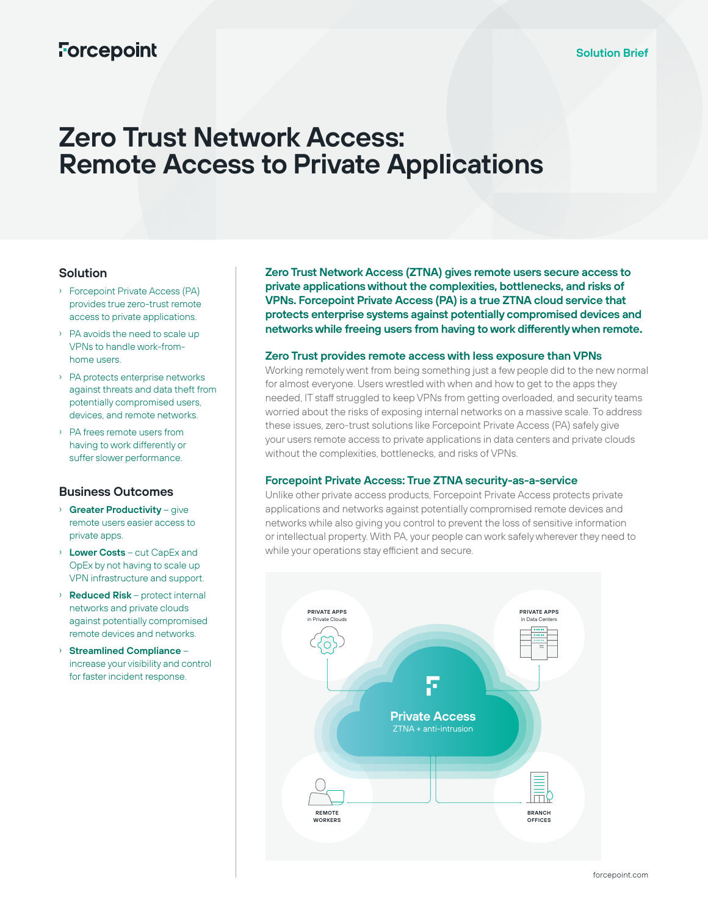Forcepoint

Solution Brief

# Zero Trust Network Access: Remote Access to Private Applications

## Solution

- Forcepoint Private Access (PA) provides true zero-trust remote access to private applications.
- PA avoids the need to scale up VPNs to handle work-from-home users.
- PA protects enterprise networks against threats and data theft from potentially compromised users, devices, and remote networks.
- PA frees remote users from having to work differently or suffer slower performance.

## Business Outcomes

- **Greater Productivity** – give remote users easier access to private apps.
- **Lower Costs** – cut CapEx and OpEx by not having to scale up VPN infrastructure and support.
- **Reduced Risk** – protect internal networks and private clouds against potentially compromised remote devices and networks.
- **Streamlined Compliance** – increase your visibility and control for faster incident response.

**Zero Trust Network Access (ZTNA) gives remote users secure access to private applications without the complexities, bottlenecks, and risks of VPNs. Forcepoint Private Access (PA) is a true ZTNA cloud service that protects enterprise systems against potentially compromised devices and networks while freeing users from having to work differently when remote.**

### Zero Trust provides remote access with less exposure than VPNs

Working remotely went from being something just a few people did to the new normal for almost everyone. Users wrestled with when and how to get to the apps they needed, IT staff struggled to keep VPNs from getting overloaded, and security teams worried about the risks of exposing internal networks on a massive scale. To address these issues, zero-trust solutions like Forcepoint Private Access (PA) safely give your users remote access to private applications in data centers and private clouds without the complexities, bottlenecks, and risks of VPNs.

### Forcepoint Private Access: True ZTNA security-as-a-service

Unlike other private access products, Forcepoint Private Access protects private applications and networks against potentially compromised remote devices and networks while also giving you control to prevent the loss of sensitive information or intellectual property. With PA, your people can work safely wherever they need to while your operations stay efficient and secure.

PRIVATE APPS in Private Clouds

PRIVATE APPS in Data Centers

Private Access
ZTNA + anti-intrusion

REMOTE WORKERS

BRANCH OFFICES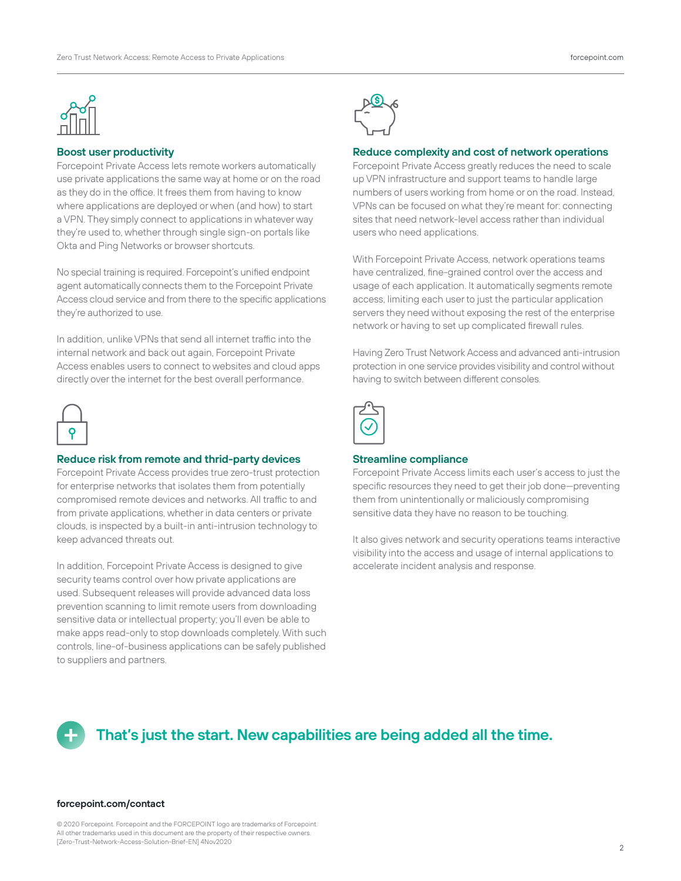### Boost user productivity

Forcepoint Private Access lets remote workers automatically use private applications the same way at home or on the road as they do in the office. It frees them from having to know where applications are deployed or when (and how) to start a VPN. They simply connect to applications in whatever way they're used to, whether through single sign-on portals like Okta and Ping Networks or browser shortcuts.

No special training is required. Forcepoint's unified endpoint agent automatically connects them to the Forcepoint Private Access cloud service and from there to the specific applications they're authorized to use.

In addition, unlike VPNs that send all internet traffic into the internal network and back out again, Forcepoint Private Access enables users to connect to websites and cloud apps directly over the internet for the best overall performance.

### Reduce risk from remote and thrid-party devices

Forcepoint Private Access provides true zero-trust protection for enterprise networks that isolates them from potentially compromised remote devices and networks. All traffic to and from private applications, whether in data centers or private clouds, is inspected by a built-in anti-intrusion technology to keep advanced threats out.

In addition, Forcepoint Private Access is designed to give security teams control over how private applications are used. Subsequent releases will provide advanced data loss prevention scanning to limit remote users from downloading sensitive data or intellectual property; you'll even be able to make apps read-only to stop downloads completely. With such controls, line-of-business applications can be safely published to suppliers and partners.

### Reduce complexity and cost of network operations

Forcepoint Private Access greatly reduces the need to scale up VPN infrastructure and support teams to handle large numbers of users working from home or on the road. Instead, VPNs can be focused on what they're meant for: connecting sites that need network-level access rather than individual users who need applications.

With Forcepoint Private Access, network operations teams have centralized, fine-grained control over the access and usage of each application. It automatically segments remote access, limiting each user to just the particular application servers they need without exposing the rest of the enterprise network or having to set up complicated firewall rules.

Having Zero Trust Network Access and advanced anti-intrusion protection in one service provides visibility and control without having to switch between different consoles.

### Streamline compliance

Forcepoint Private Access limits each user's access to just the specific resources they need to get their job done—preventing them from unintentionally or maliciously compromising sensitive data they have no reason to be touching.

It also gives network and security operations teams interactive visibility into the access and usage of internal applications to accelerate incident analysis and response.

## That's just the start. New capabilities are being added all the time.

**forcepoint.com/contact**

© 2020 Forcepoint. Forcepoint and the FORCEPOINT logo are trademarks of Forcepoint.
All other trademarks used in this document are the property of their respective owners.
[Zero-Trust-Network-Access-Solution-Brief-EN] 4Nov2020